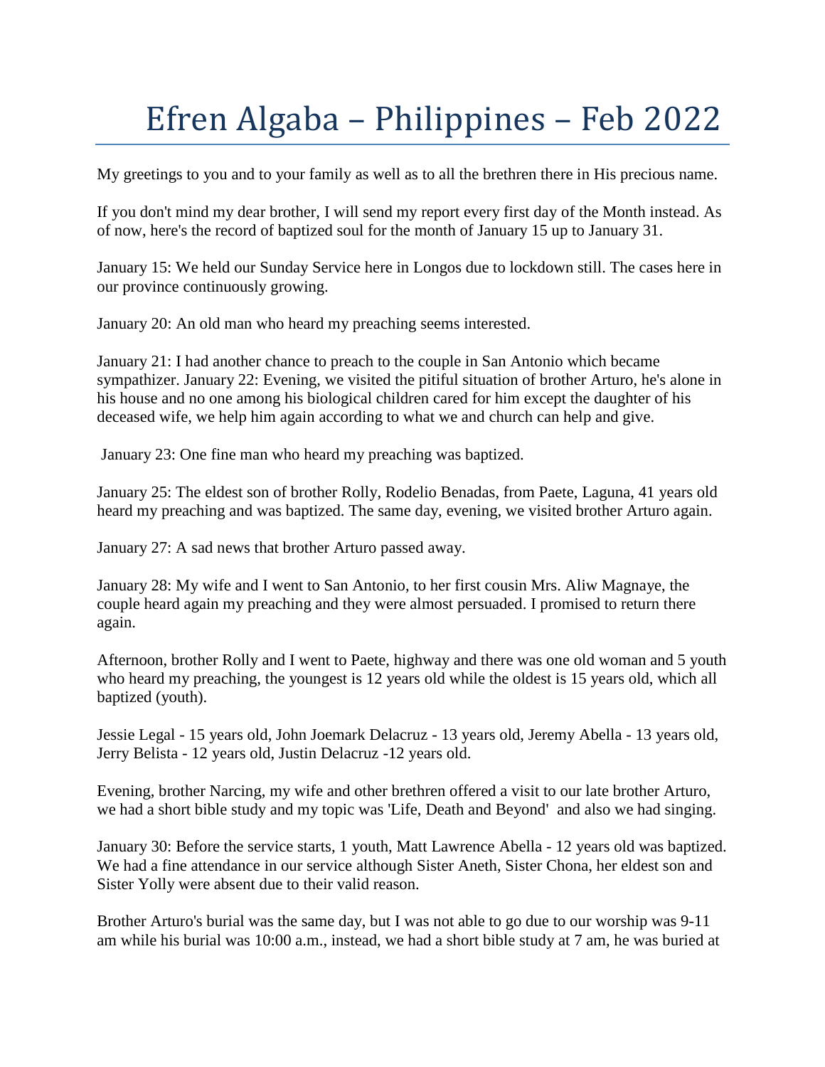# Efren Algaba – Philippines – Feb 2022

My greetings to you and to your family as well as to all the brethren there in His precious name.

If you don't mind my dear brother, I will send my report every first day of the Month instead. As of now, here's the record of baptized soul for the month of January 15 up to January 31.

January 15: We held our Sunday Service here in Longos due to lockdown still. The cases here in our province continuously growing.

January 20: An old man who heard my preaching seems interested.

January 21: I had another chance to preach to the couple in San Antonio which became sympathizer. January 22: Evening, we visited the pitiful situation of brother Arturo, he's alone in his house and no one among his biological children cared for him except the daughter of his deceased wife, we help him again according to what we and church can help and give.

January 23: One fine man who heard my preaching was baptized.

January 25: The eldest son of brother Rolly, Rodelio Benadas, from Paete, Laguna, 41 years old heard my preaching and was baptized. The same day, evening, we visited brother Arturo again.

January 27: A sad news that brother Arturo passed away.

January 28: My wife and I went to San Antonio, to her first cousin Mrs. Aliw Magnaye, the couple heard again my preaching and they were almost persuaded. I promised to return there again.

Afternoon, brother Rolly and I went to Paete, highway and there was one old woman and 5 youth who heard my preaching, the youngest is 12 years old while the oldest is 15 years old, which all baptized (youth).

Jessie Legal - 15 years old, John Joemark Delacruz - 13 years old, Jeremy Abella - 13 years old, Jerry Belista - 12 years old, Justin Delacruz -12 years old.

Evening, brother Narcing, my wife and other brethren offered a visit to our late brother Arturo, we had a short bible study and my topic was 'Life, Death and Beyond' and also we had singing.

January 30: Before the service starts, 1 youth, Matt Lawrence Abella - 12 years old was baptized. We had a fine attendance in our service although Sister Aneth, Sister Chona, her eldest son and Sister Yolly were absent due to their valid reason.

Brother Arturo's burial was the same day, but I was not able to go due to our worship was 9-11 am while his burial was 10:00 a.m., instead, we had a short bible study at 7 am, he was buried at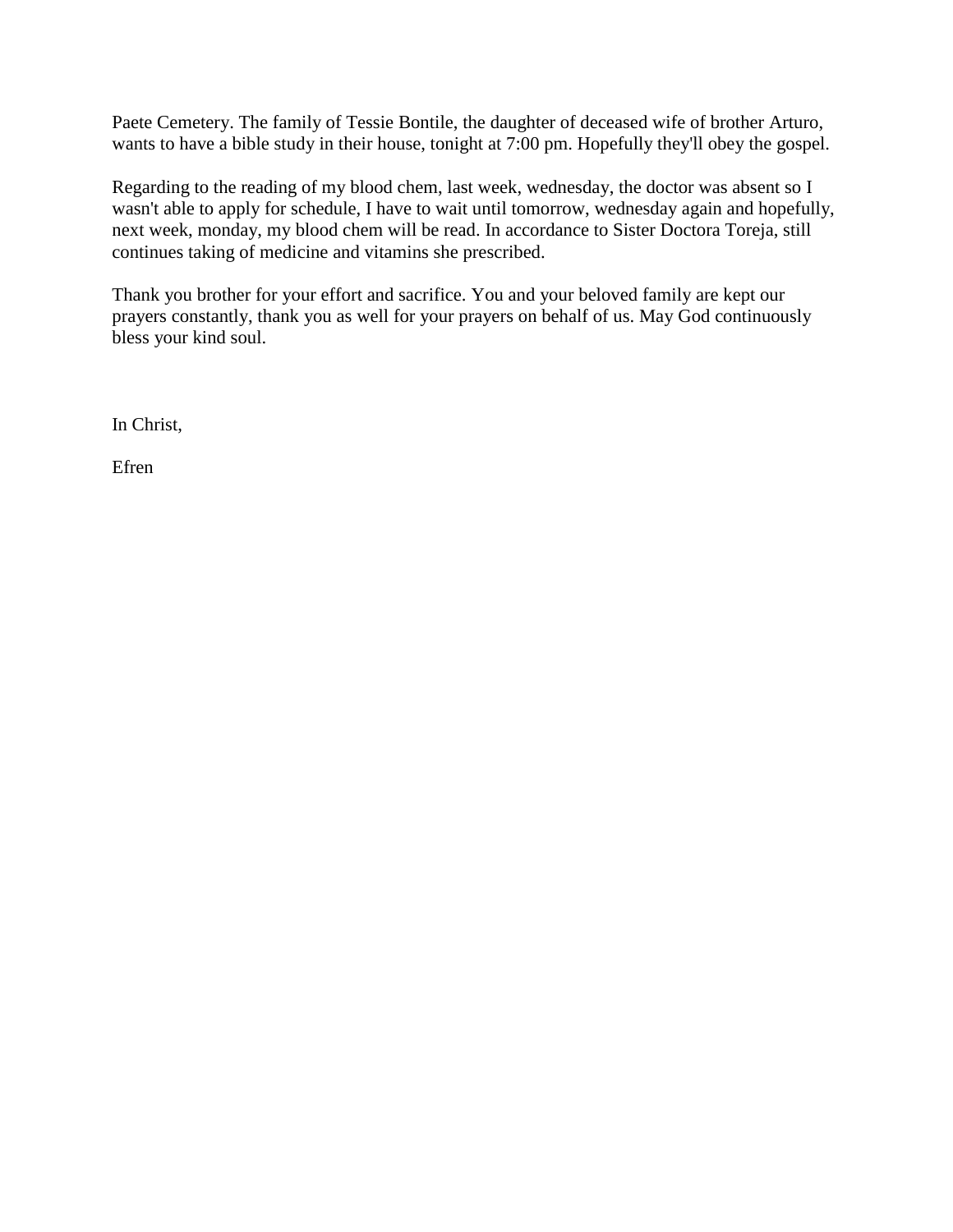Paete Cemetery. The family of Tessie Bontile, the daughter of deceased wife of brother Arturo, wants to have a bible study in their house, tonight at 7:00 pm. Hopefully they'll obey the gospel.

Regarding to the reading of my blood chem, last week, wednesday, the doctor was absent so I wasn't able to apply for schedule, I have to wait until tomorrow, wednesday again and hopefully, next week, monday, my blood chem will be read. In accordance to Sister Doctora Toreja, still continues taking of medicine and vitamins she prescribed.

Thank you brother for your effort and sacrifice. You and your beloved family are kept our prayers constantly, thank you as well for your prayers on behalf of us. May God continuously bless your kind soul.

In Christ,

Efren